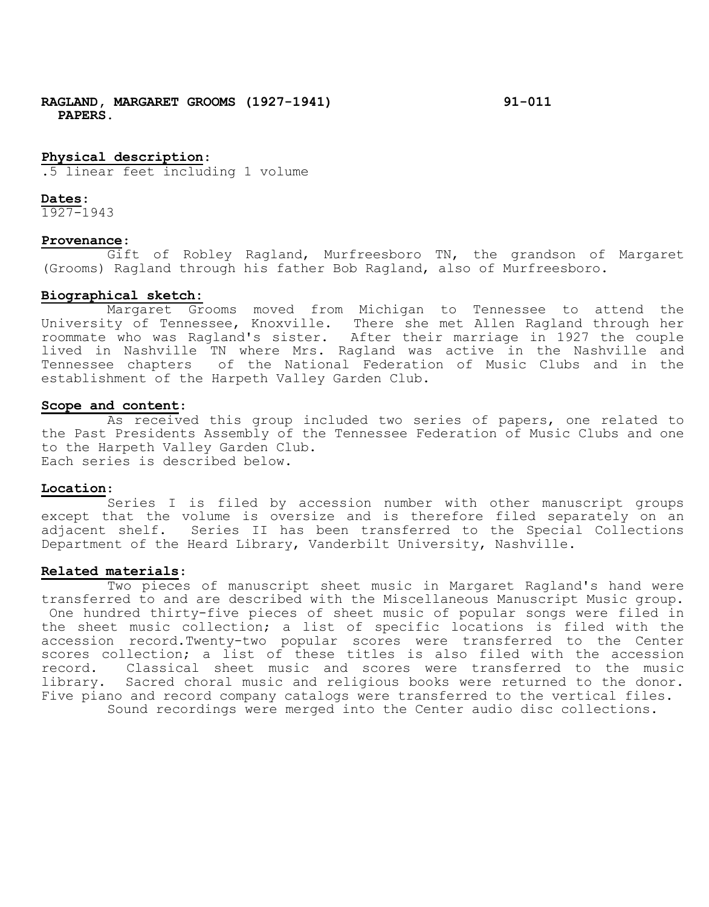**RAGLAND, MARGARET GROOMS (1927-1941) 91-011**
**PAPERS.**

**Physical description:**
.5 linear feet including 1 volume

**Dates:**
1927-1943

**Provenance:**
Gift of Robley Ragland, Murfreesboro TN, the grandson of Margaret (Grooms) Ragland through his father Bob Ragland, also of Murfreesboro.

**Biographical sketch:**
Margaret Grooms moved from Michigan to Tennessee to attend the University of Tennessee, Knoxville. There she met Allen Ragland through her roommate who was Ragland's sister. After their marriage in 1927 the couple lived in Nashville TN where Mrs. Ragland was active in the Nashville and Tennessee chapters of the National Federation of Music Clubs and in the establishment of the Harpeth Valley Garden Club.

**Scope and content:**
As received this group included two series of papers, one related to the Past Presidents Assembly of the Tennessee Federation of Music Clubs and one to the Harpeth Valley Garden Club.
Each series is described below.

**Location:**
Series I is filed by accession number with other manuscript groups except that the volume is oversize and is therefore filed separately on an adjacent shelf. Series II has been transferred to the Special Collections Department of the Heard Library, Vanderbilt University, Nashville.

**Related materials:**
Two pieces of manuscript sheet music in Margaret Ragland's hand were transferred to and are described with the Miscellaneous Manuscript Music group. One hundred thirty-five pieces of sheet music of popular songs were filed in the sheet music collection; a list of specific locations is filed with the accession record.Twenty-two popular scores were transferred to the Center scores collection; a list of these titles is also filed with the accession record. Classical sheet music and scores were transferred to the music library. Sacred choral music and religious books were returned to the donor. Five piano and record company catalogs were transferred to the vertical files.
Sound recordings were merged into the Center audio disc collections.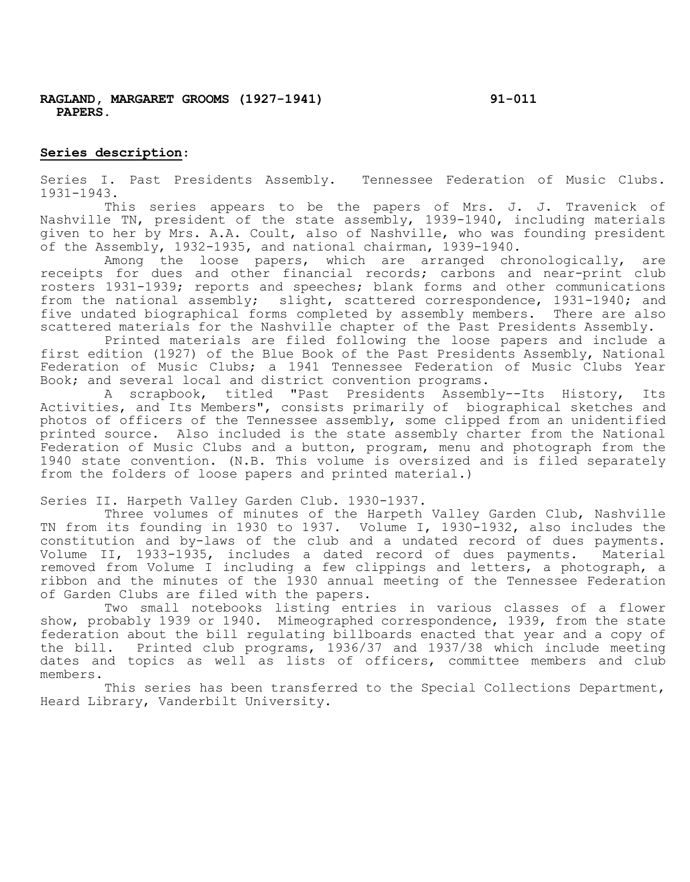**RAGLAND, MARGARET GROOMS (1927-1941)** **91-011**
**PAPERS.**

**Series description:**

Series I. Past Presidents Assembly. Tennessee Federation of Music Clubs. 1931-1943.

This series appears to be the papers of Mrs. J. J. Travenick of Nashville TN, president of the state assembly, 1939-1940, including materials given to her by Mrs. A.A. Coult, also of Nashville, who was founding president of the Assembly, 1932-1935, and national chairman, 1939-1940.

Among the loose papers, which are arranged chronologically, are receipts for dues and other financial records; carbons and near-print club rosters 1931-1939; reports and speeches; blank forms and other communications from the national assembly; slight, scattered correspondence, 1931-1940; and five undated biographical forms completed by assembly members. There are also scattered materials for the Nashville chapter of the Past Presidents Assembly.

Printed materials are filed following the loose papers and include a first edition (1927) of the Blue Book of the Past Presidents Assembly, National Federation of Music Clubs; a 1941 Tennessee Federation of Music Clubs Year Book; and several local and district convention programs.

A scrapbook, titled "Past Presidents Assembly--Its History, Its Activities, and Its Members", consists primarily of biographical sketches and photos of officers of the Tennessee assembly, some clipped from an unidentified printed source. Also included is the state assembly charter from the National Federation of Music Clubs and a button, program, menu and photograph from the 1940 state convention. (N.B. This volume is oversized and is filed separately from the folders of loose papers and printed material.)

Series II. Harpeth Valley Garden Club. 1930-1937.

Three volumes of minutes of the Harpeth Valley Garden Club, Nashville TN from its founding in 1930 to 1937. Volume I, 1930-1932, also includes the constitution and by-laws of the club and a undated record of dues payments. Volume II, 1933-1935, includes a dated record of dues payments. Material removed from Volume I including a few clippings and letters, a photograph, a ribbon and the minutes of the 1930 annual meeting of the Tennessee Federation of Garden Clubs are filed with the papers.

Two small notebooks listing entries in various classes of a flower show, probably 1939 or 1940. Mimeographed correspondence, 1939, from the state federation about the bill regulating billboards enacted that year and a copy of the bill. Printed club programs, 1936/37 and 1937/38 which include meeting dates and topics as well as lists of officers, committee members and club members.

This series has been transferred to the Special Collections Department, Heard Library, Vanderbilt University.